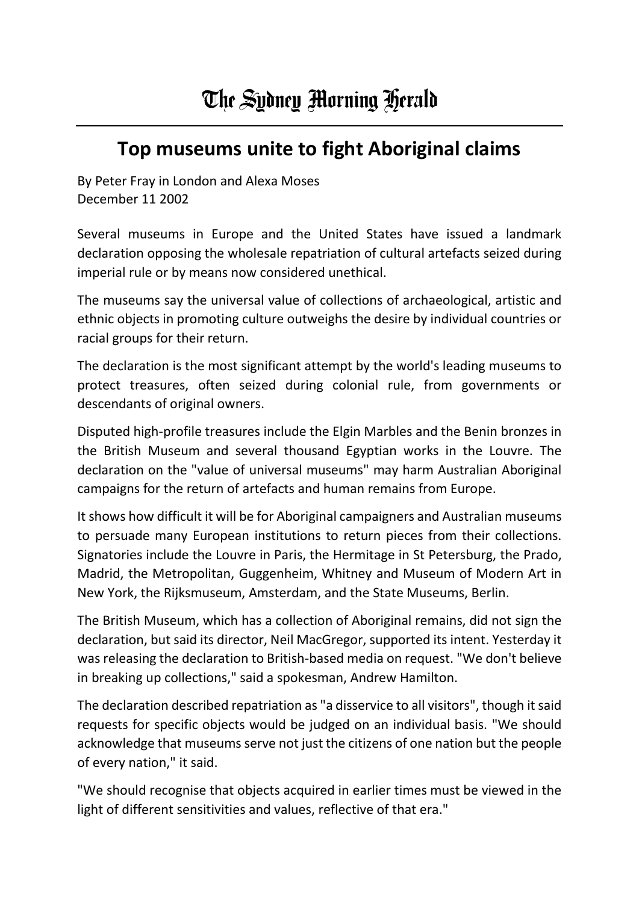# The Sydney Morning Herald

## Top museums unite to fight Aboriginal claims

By Peter Fray in London and Alexa Moses
December 11 2002

Several museums in Europe and the United States have issued a landmark declaration opposing the wholesale repatriation of cultural artefacts seized during imperial rule or by means now considered unethical.

The museums say the universal value of collections of archaeological, artistic and ethnic objects in promoting culture outweighs the desire by individual countries or racial groups for their return.

The declaration is the most significant attempt by the world's leading museums to protect treasures, often seized during colonial rule, from governments or descendants of original owners.

Disputed high-profile treasures include the Elgin Marbles and the Benin bronzes in the British Museum and several thousand Egyptian works in the Louvre. The declaration on the "value of universal museums" may harm Australian Aboriginal campaigns for the return of artefacts and human remains from Europe.

It shows how difficult it will be for Aboriginal campaigners and Australian museums to persuade many European institutions to return pieces from their collections. Signatories include the Louvre in Paris, the Hermitage in St Petersburg, the Prado, Madrid, the Metropolitan, Guggenheim, Whitney and Museum of Modern Art in New York, the Rijksmuseum, Amsterdam, and the State Museums, Berlin.

The British Museum, which has a collection of Aboriginal remains, did not sign the declaration, but said its director, Neil MacGregor, supported its intent. Yesterday it was releasing the declaration to British-based media on request. "We don't believe in breaking up collections," said a spokesman, Andrew Hamilton.

The declaration described repatriation as "a disservice to all visitors", though it said requests for specific objects would be judged on an individual basis. "We should acknowledge that museums serve not just the citizens of one nation but the people of every nation," it said.

"We should recognise that objects acquired in earlier times must be viewed in the light of different sensitivities and values, reflective of that era."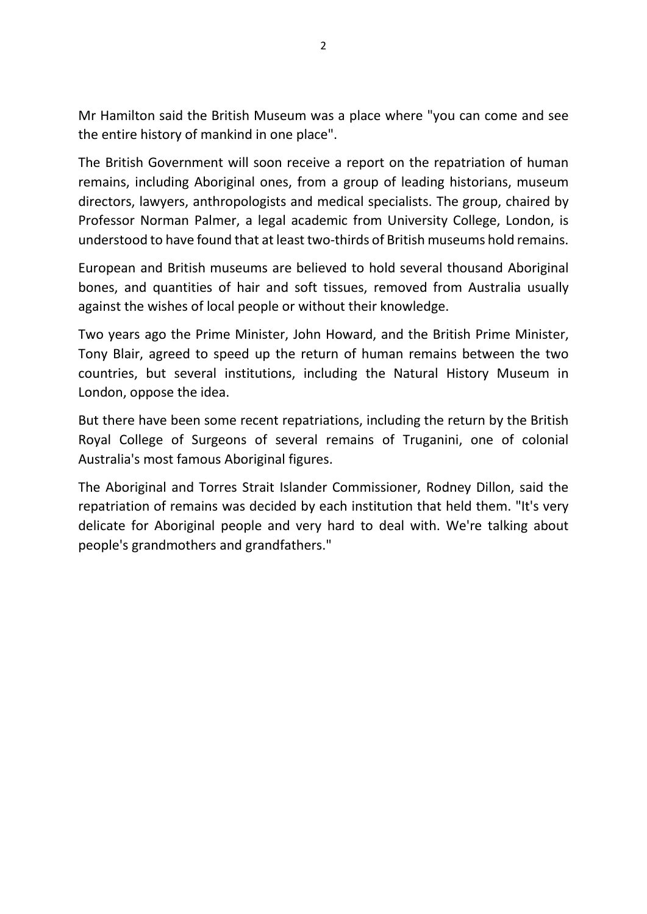Mr Hamilton said the British Museum was a place where "you can come and see the entire history of mankind in one place".

The British Government will soon receive a report on the repatriation of human remains, including Aboriginal ones, from a group of leading historians, museum directors, lawyers, anthropologists and medical specialists. The group, chaired by Professor Norman Palmer, a legal academic from University College, London, is understood to have found that at least two-thirds of British museums hold remains.

European and British museums are believed to hold several thousand Aboriginal bones, and quantities of hair and soft tissues, removed from Australia usually against the wishes of local people or without their knowledge.

Two years ago the Prime Minister, John Howard, and the British Prime Minister, Tony Blair, agreed to speed up the return of human remains between the two countries, but several institutions, including the Natural History Museum in London, oppose the idea.

But there have been some recent repatriations, including the return by the British Royal College of Surgeons of several remains of Truganini, one of colonial Australia's most famous Aboriginal figures.

The Aboriginal and Torres Strait Islander Commissioner, Rodney Dillon, said the repatriation of remains was decided by each institution that held them. "It's very delicate for Aboriginal people and very hard to deal with. We're talking about people's grandmothers and grandfathers."